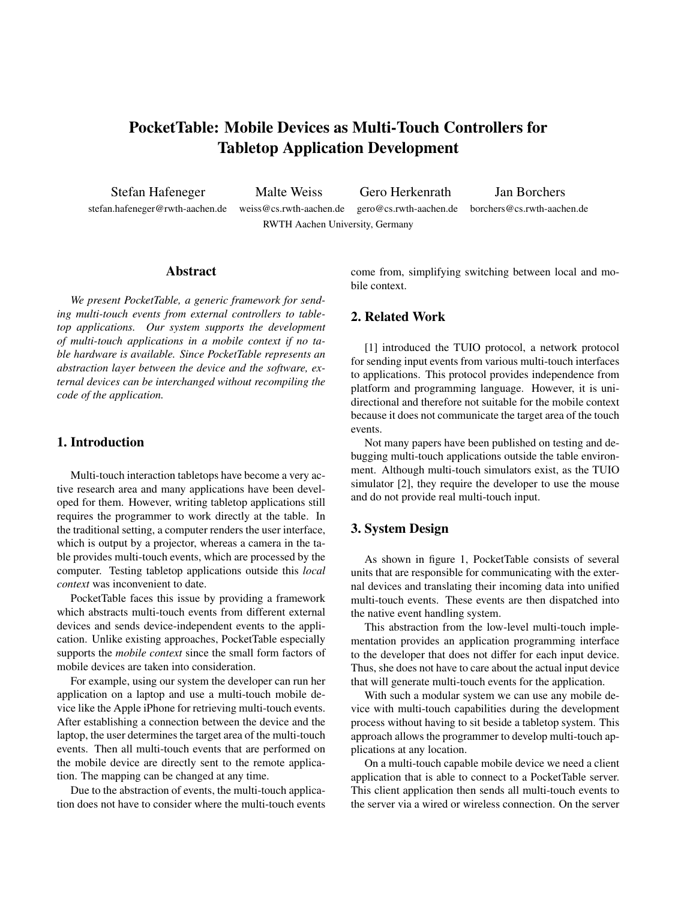# PocketTable: Mobile Devices as Multi-Touch Controllers for Tabletop Application Development

Stefan Hafeneger
stefan.hafeneger@rwth-aachen.de

Malte Weiss
weiss@cs.rwth-aachen.de

Gero Herkenrath
gero@cs.rwth-aachen.de

Jan Borchers
borchers@cs.rwth-aachen.de

RWTH Aachen University, Germany

## Abstract

*We present PocketTable, a generic framework for sending multi-touch events from external controllers to tabletop applications. Our system supports the development of multi-touch applications in a mobile context if no table hardware is available. Since PocketTable represents an abstraction layer between the device and the software, external devices can be interchanged without recompiling the code of the application.*

## 1. Introduction

Multi-touch interaction tabletops have become a very active research area and many applications have been developed for them. However, writing tabletop applications still requires the programmer to work directly at the table. In the traditional setting, a computer renders the user interface, which is output by a projector, whereas a camera in the table provides multi-touch events, which are processed by the computer. Testing tabletop applications outside this *local context* was inconvenient to date.

PocketTable faces this issue by providing a framework which abstracts multi-touch events from different external devices and sends device-independent events to the application. Unlike existing approaches, PocketTable especially supports the *mobile context* since the small form factors of mobile devices are taken into consideration.

For example, using our system the developer can run her application on a laptop and use a multi-touch mobile device like the Apple iPhone for retrieving multi-touch events. After establishing a connection between the device and the laptop, the user determines the target area of the multi-touch events. Then all multi-touch events that are performed on the mobile device are directly sent to the remote application. The mapping can be changed at any time.

Due to the abstraction of events, the multi-touch application does not have to consider where the multi-touch events come from, simplifying switching between local and mobile context.

## 2. Related Work

[1] introduced the TUIO protocol, a network protocol for sending input events from various multi-touch interfaces to applications. This protocol provides independence from platform and programming language. However, it is unidirectional and therefore not suitable for the mobile context because it does not communicate the target area of the touch events.

Not many papers have been published on testing and debugging multi-touch applications outside the table environment. Although multi-touch simulators exist, as the TUIO simulator [2], they require the developer to use the mouse and do not provide real multi-touch input.

## 3. System Design

As shown in figure 1, PocketTable consists of several units that are responsible for communicating with the external devices and translating their incoming data into unified multi-touch events. These events are then dispatched into the native event handling system.

This abstraction from the low-level multi-touch implementation provides an application programming interface to the developer that does not differ for each input device. Thus, she does not have to care about the actual input device that will generate multi-touch events for the application.

With such a modular system we can use any mobile device with multi-touch capabilities during the development process without having to sit beside a tabletop system. This approach allows the programmer to develop multi-touch applications at any location.

On a multi-touch capable mobile device we need a client application that is able to connect to a PocketTable server. This client application then sends all multi-touch events to the server via a wired or wireless connection. On the server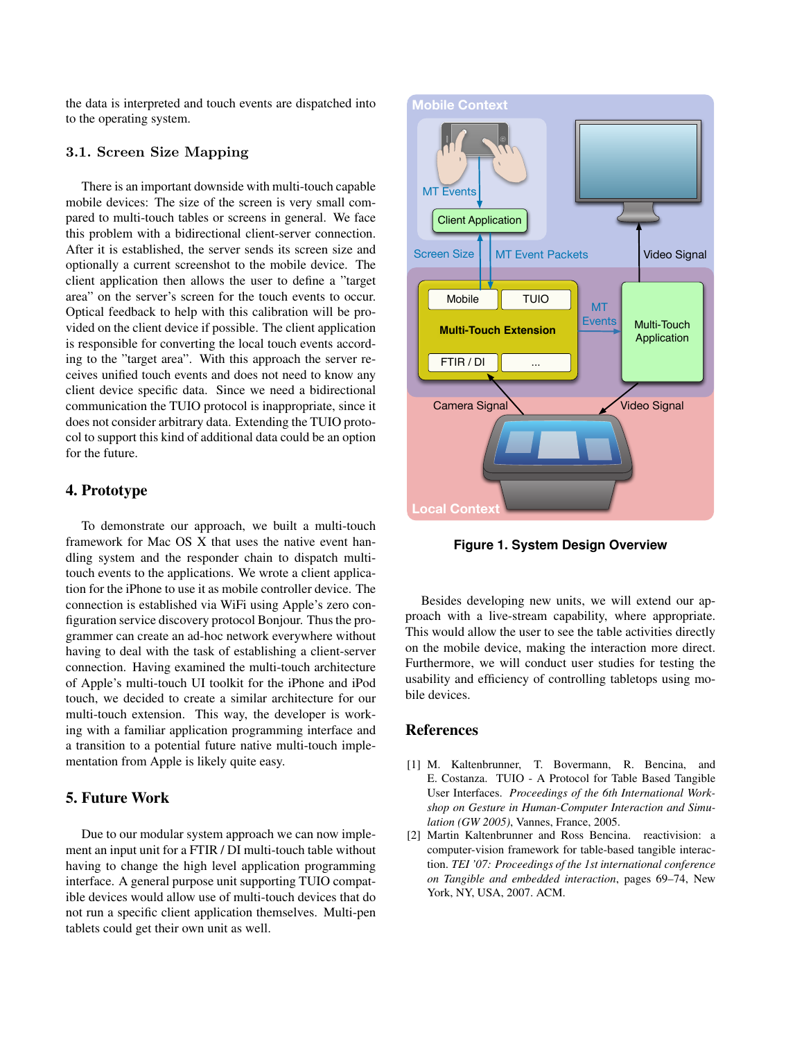the data is interpreted and touch events are dispatched into to the operating system.

### 3.1. Screen Size Mapping

There is an important downside with multi-touch capable mobile devices: The size of the screen is very small compared to multi-touch tables or screens in general. We face this problem with a bidirectional client-server connection. After it is established, the server sends its screen size and optionally a current screenshot to the mobile device. The client application then allows the user to define a "target area" on the server's screen for the touch events to occur. Optical feedback to help with this calibration will be provided on the client device if possible. The client application is responsible for converting the local touch events according to the "target area". With this approach the server receives unified touch events and does not need to know any client device specific data. Since we need a bidirectional communication the TUIO protocol is inappropriate, since it does not consider arbitrary data. Extending the TUIO protocol to support this kind of additional data could be an option for the future.

## 4. Prototype

To demonstrate our approach, we built a multi-touch framework for Mac OS X that uses the native event handling system and the responder chain to dispatch multi-touch events to the applications. We wrote a client application for the iPhone to use it as mobile controller device. The connection is established via WiFi using Apple's zero configuration service discovery protocol Bonjour. Thus the programmer can create an ad-hoc network everywhere without having to deal with the task of establishing a client-server connection. Having examined the multi-touch architecture of Apple's multi-touch UI toolkit for the iPhone and iPod touch, we decided to create a similar architecture for our multi-touch extension. This way, the developer is working with a familiar application programming interface and a transition to a potential future native multi-touch implementation from Apple is likely quite easy.

## 5. Future Work

Due to our modular system approach we can now implement an input unit for a FTIR / DI multi-touch table without having to change the high level application programming interface. A general purpose unit supporting TUIO compatible devices would allow use of multi-touch devices that do not run a specific client application themselves. Multi-pen tablets could get their own unit as well.

Mobile Context

MT Events

Client Application

Screen Size

MT Event Packets

Video Signal

Mobile

TUIO

Multi-Touch Extension

FTIR / DI

...

MT Events

Multi-Touch Application

Camera Signal

Video Signal

Local Context

**Figure 1. System Design Overview**

Besides developing new units, we will extend our approach with a live-stream capability, where appropriate. This would allow the user to see the table activities directly on the mobile device, making the interaction more direct. Furthermore, we will conduct user studies for testing the usability and efficiency of controlling tabletops using mobile devices.

## References

[1] M. Kaltenbrunner, T. Bovermann, R. Bencina, and E. Costanza. TUIO - A Protocol for Table Based Tangible User Interfaces. *Proceedings of the 6th International Workshop on Gesture in Human-Computer Interaction and Simulation (GW 2005)*, Vannes, France, 2005.

[2] Martin Kaltenbrunner and Ross Bencina. reactivision: a computer-vision framework for table-based tangible interaction. *TEI '07: Proceedings of the 1st international conference on Tangible and embedded interaction*, pages 69–74, New York, NY, USA, 2007. ACM.